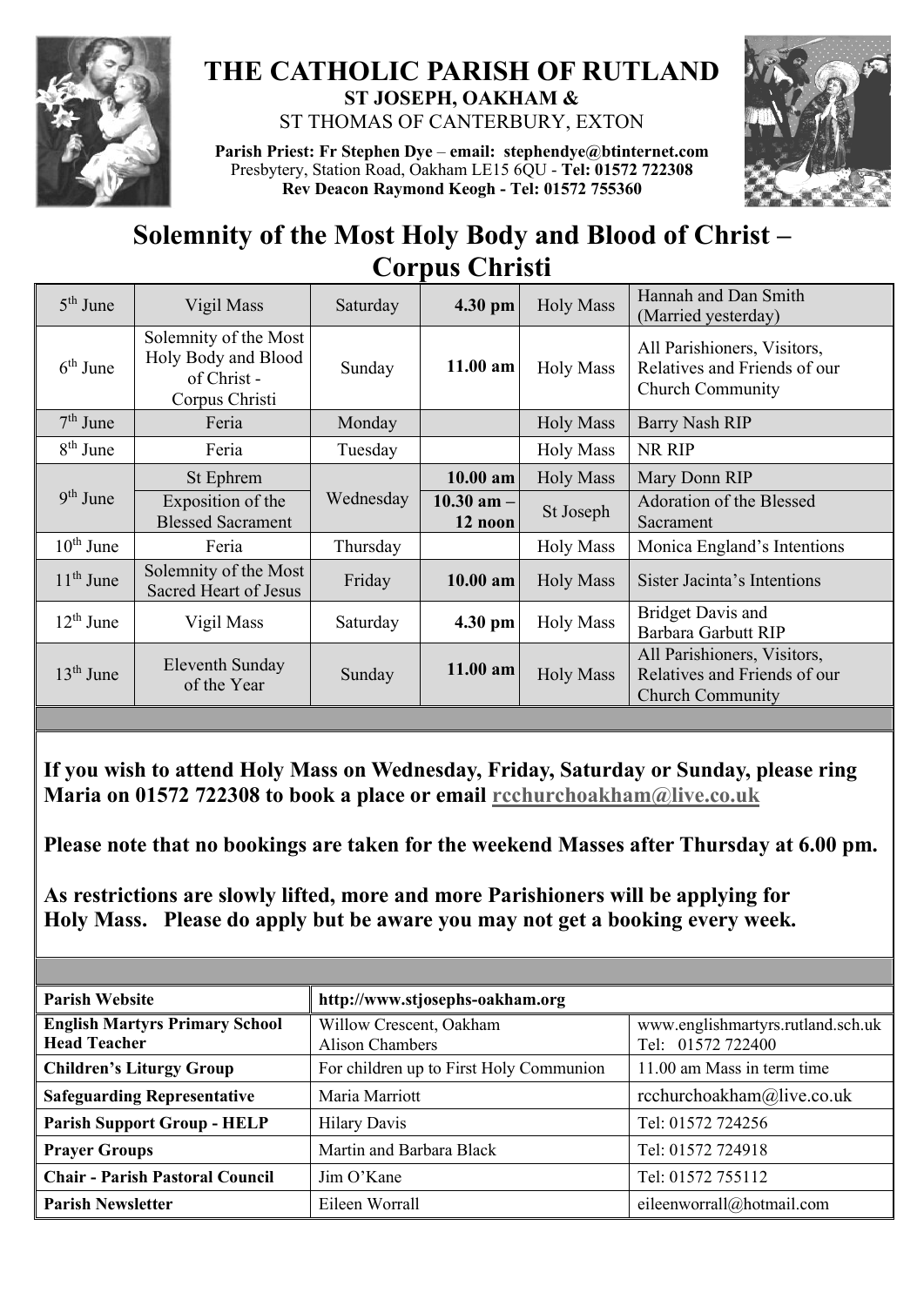# THE CATHOLIC PARISH OF RUTLAND

**ST JOSEPH, OAKHAM &**

ST THOMAS OF CANTERBURY, EXTON

**Parish Priest: Fr Stephen Dye** – **email: stephendye@btinternet.com**
Presbytery, Station Road, Oakham LE15 6QU - **Tel: 01572 722308**
**Rev Deacon Raymond Keogh - Tel: 01572 755360**

## Solemnity of the Most Holy Body and Blood of Christ – Corpus Christi

| | | | | | |
|---|---|---|---|---|---|
| 5th June | Vigil Mass | Saturday | **4.30 pm** | Holy Mass | Hannah and Dan Smith (Married yesterday) |
| 6th June | Solemnity of the Most Holy Body and Blood of Christ - Corpus Christi | Sunday | **11.00 am** | Holy Mass | All Parishioners, Visitors, Relatives and Friends of our Church Community |
| 7th June | Feria | Monday | | Holy Mass | Barry Nash RIP |
| 8th June | Feria | Tuesday | | Holy Mass | NR RIP |
| 9th June | St Ephrem | Wednesday | **10.00 am** | Holy Mass | Mary Donn RIP |
| | Exposition of the Blessed Sacrament | | **10.30 am – 12 noon** | St Joseph | Adoration of the Blessed Sacrament |
| 10th June | Feria | Thursday | | Holy Mass | Monica England's Intentions |
| 11th June | Solemnity of the Most Sacred Heart of Jesus | Friday | **10.00 am** | Holy Mass | Sister Jacinta's Intentions |
| 12th June | Vigil Mass | Saturday | **4.30 pm** | Holy Mass | Bridget Davis and Barbara Garbutt RIP |
| 13th June | Eleventh Sunday of the Year | Sunday | **11.00 am** | Holy Mass | All Parishioners, Visitors, Relatives and Friends of our Church Community |

**If you wish to attend Holy Mass on Wednesday, Friday, Saturday or Sunday, please ring Maria on 01572 722308 to book a place or email rcchurchoakham@live.co.uk**

**Please note that no bookings are taken for the weekend Masses after Thursday at 6.00 pm.**

**As restrictions are slowly lifted, more and more Parishioners will be applying for Holy Mass. Please do apply but be aware you may not get a booking every week.**

| | | |
|---|---|---|
| **Parish Website** | **http://www.stjosephs-oakham.org** | |
| **English Martyrs Primary School Head Teacher** | Willow Crescent, Oakham Alison Chambers | www.englishmartyrs.rutland.sch.uk Tel: 01572 722400 |
| **Children's Liturgy Group** | For children up to First Holy Communion | 11.00 am Mass in term time |
| **Safeguarding Representative** | Maria Marriott | rcchurchoakham@live.co.uk |
| **Parish Support Group - HELP** | Hilary Davis | Tel: 01572 724256 |
| **Prayer Groups** | Martin and Barbara Black | Tel: 01572 724918 |
| **Chair - Parish Pastoral Council** | Jim O'Kane | Tel: 01572 755112 |
| **Parish Newsletter** | Eileen Worrall | eileenworrall@hotmail.com |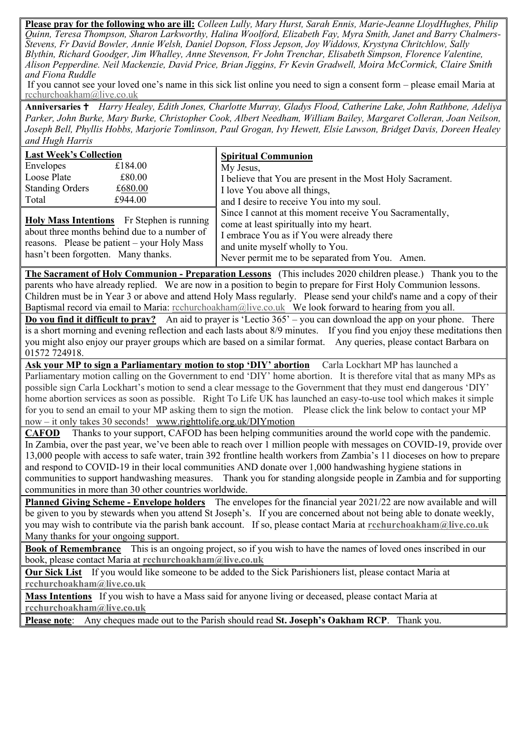**Please pray for the following who are ill:** *Colleen Lully, Mary Hurst, Sarah Ennis, Marie-Jeanne LloydHughes, Philip Quinn, Teresa Thompson, Sharon Larkworthy, Halina Woolford, Elizabeth Fay, Myra Smith, Janet and Barry Chalmers-Stevens, Fr David Bowler, Annie Welsh, Daniel Dopson, Floss Jepson, Joy Widdows, Krystyna Chritchlow, Sally Blythin, Richard Goodger, Jim Whalley, Anne Stevenson, Fr John Trenchar, Elisabeth Simpson, Florence Valentine, Alison Pepperdine. Neil Mackenzie, David Price, Brian Jiggins, Fr Kevin Gradwell, Moira McCormick, Claire Smith and Fiona Ruddle*

If you cannot see your loved one's name in this sick list online you need to sign a consent form – please email Maria at rcchurchoakham@live.co.uk

**Anniversaries ✝** *Harry Healey, Edith Jones, Charlotte Murray, Gladys Flood, Catherine Lake, John Rathbone, Adeliya Parker, John Burke, Mary Burke, Christopher Cook, Albert Needham, William Bailey, Margaret Colleran, Joan Neilson, Joseph Bell, Phyllis Hobbs, Marjorie Tomlinson, Paul Grogan, Ivy Hewett, Elsie Lawson, Bridget Davis, Doreen Healey and Hugh Harris*

**Last Week's Collection**

| | |
|---|---|
| Envelopes | £184.00 |
| Loose Plate | £80.00 |
| Standing Orders | £680.00 |
| Total | £944.00 |

**Holy Mass Intentions** Fr Stephen is running about three months behind due to a number of reasons. Please be patient – your Holy Mass hasn't been forgotten. Many thanks.

**Spiritual Communion**

My Jesus,
I believe that You are present in the Most Holy Sacrament.
I love You above all things,
and I desire to receive You into my soul.
Since I cannot at this moment receive You Sacramentally,
come at least spiritually into my heart.
I embrace You as if You were already there
and unite myself wholly to You.
Never permit me to be separated from You. Amen.

**The Sacrament of Holy Communion - Preparation Lessons** (This includes 2020 children please.) Thank you to the parents who have already replied. We are now in a position to begin to prepare for First Holy Communion lessons. Children must be in Year 3 or above and attend Holy Mass regularly. Please send your child's name and a copy of their Baptismal record via email to Maria: rcchurchoakham@live.co.uk We look forward to hearing from you all.

**Do you find it difficult to pray?** An aid to prayer is 'Lectio 365' – you can download the app on your phone. There is a short morning and evening reflection and each lasts about 8/9 minutes. If you find you enjoy these meditations then you might also enjoy our prayer groups which are based on a similar format. Any queries, please contact Barbara on 01572 724918.

**Ask your MP to sign a Parliamentary motion to stop 'DIY' abortion** Carla Lockhart MP has launched a Parliamentary motion calling on the Government to end 'DIY' home abortion. It is therefore vital that as many MPs as possible sign Carla Lockhart's motion to send a clear message to the Government that they must end dangerous 'DIY' home abortion services as soon as possible. Right To Life UK has launched an easy-to-use tool which makes it simple for you to send an email to your MP asking them to sign the motion. Please click the link below to contact your MP now – it only takes 30 seconds! www.righttolife.org.uk/DIYmotion

**CAFOD** Thanks to your support, CAFOD has been helping communities around the world cope with the pandemic. In Zambia, over the past year, we've been able to reach over 1 million people with messages on COVID-19, provide over 13,000 people with access to safe water, train 392 frontline health workers from Zambia's 11 dioceses on how to prepare and respond to COVID-19 in their local communities AND donate over 1,000 handwashing hygiene stations in communities to support handwashing measures. Thank you for standing alongside people in Zambia and for supporting communities in more than 30 other countries worldwide.

**Planned Giving Scheme - Envelope holders** The envelopes for the financial year 2021/22 are now available and will be given to you by stewards when you attend St Joseph's. If you are concerned about not being able to donate weekly, you may wish to contribute via the parish bank account. If so, please contact Maria at **rcchurchoakham@live.co.uk** Many thanks for your ongoing support.

**Book of Remembrance** This is an ongoing project, so if you wish to have the names of loved ones inscribed in our book, please contact Maria at **rcchurchoakham@live.co.uk**

**Our Sick List** If you would like someone to be added to the Sick Parishioners list, please contact Maria at **rcchurchoakham@live.co.uk**

**Mass Intentions** If you wish to have a Mass said for anyone living or deceased, please contact Maria at **rcchurchoakham@live.co.uk**

**Please note**: Any cheques made out to the Parish should read **St. Joseph's Oakham RCP**. Thank you.